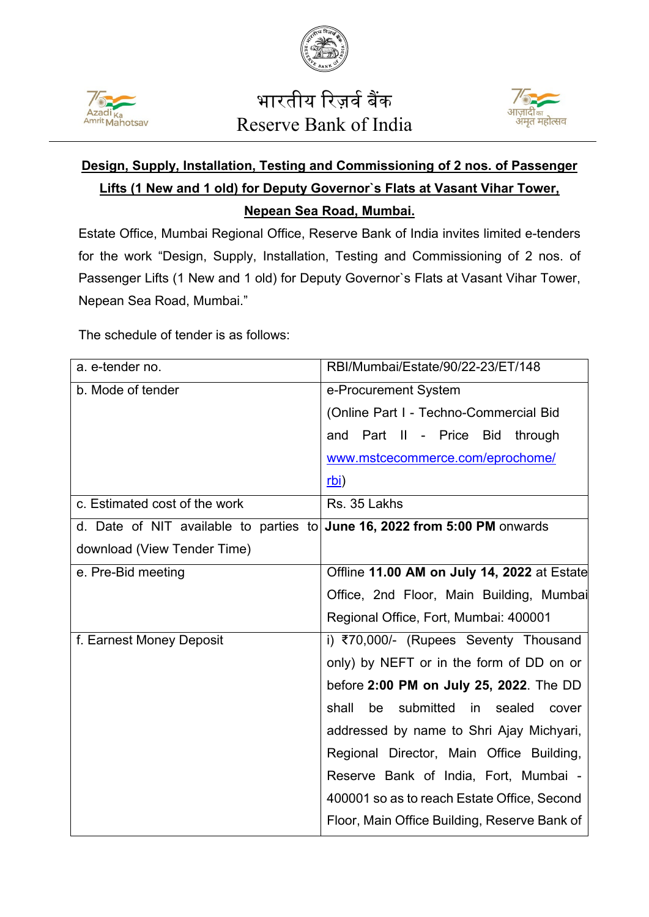भारतीय रिज़र्व बैंक
Reserve Bank of India

**Design, Supply, Installation, Testing and Commissioning of 2 nos. of Passenger Lifts (1 New and 1 old) for Deputy Governor`s Flats at Vasant Vihar Tower, Nepean Sea Road, Mumbai.**

Estate Office, Mumbai Regional Office, Reserve Bank of India invites limited e-tenders for the work "Design, Supply, Installation, Testing and Commissioning of 2 nos. of Passenger Lifts (1 New and 1 old) for Deputy Governor`s Flats at Vasant Vihar Tower, Nepean Sea Road, Mumbai."

The schedule of tender is as follows:

| | |
|---|---|
| a. e-tender no. | RBI/Mumbai/Estate/90/22-23/ET/148 |
| b. Mode of tender | e-Procurement System (Online Part I - Techno-Commercial Bid and Part II - Price Bid through www.mstcecommerce.com/eprochome/rbi) |
| c. Estimated cost of the work | Rs. 35 Lakhs |
| d. Date of NIT available to parties to download (View Tender Time) | **June 16, 2022 from 5:00 PM** onwards |
| e. Pre-Bid meeting | Offline **11.00 AM on July 14, 2022** at Estate Office, 2nd Floor, Main Building, Mumbai Regional Office, Fort, Mumbai: 400001 |
| f. Earnest Money Deposit | i) ₹70,000/- (Rupees Seventy Thousand only) by NEFT or in the form of DD on or before **2:00 PM on July 25, 2022**. The DD shall be submitted in sealed cover addressed by name to Shri Ajay Michyari, Regional Director, Main Office Building, Reserve Bank of India, Fort, Mumbai - 400001 so as to reach Estate Office, Second Floor, Main Office Building, Reserve Bank of |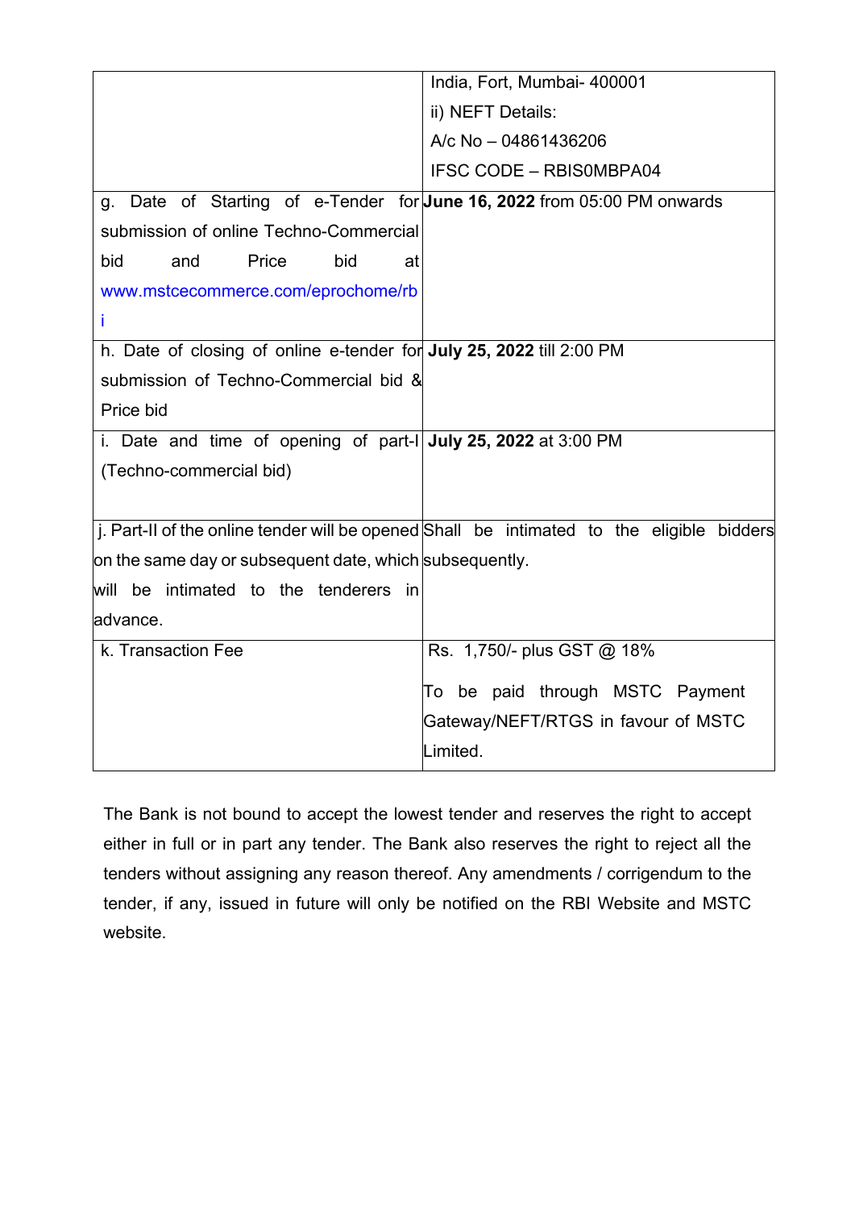| | |
|---|---|
| | India, Fort, Mumbai- 400001<br>ii) NEFT Details:<br>A/c No – 04861436206<br>IFSC CODE – RBIS0MBPA04 |
| g. Date of Starting of e-Tender for submission of online Techno-Commercial bid and Price bid at www.mstcecommerce.com/eprochome/rbi | **June 16, 2022** from 05:00 PM onwards |
| h. Date of closing of online e-tender for submission of Techno-Commercial bid & Price bid | **July 25, 2022** till 2:00 PM |
| i. Date and time of opening of part-I (Techno-commercial bid) | **July 25, 2022** at 3:00 PM |
| j. Part-II of the online tender will be opened on the same day or subsequent date, which will be intimated to the tenderers in advance. | Shall be intimated to the eligible bidders subsequently. |
| k. Transaction Fee | Rs. 1,750/- plus GST @ 18%<br>To be paid through MSTC Payment Gateway/NEFT/RTGS in favour of MSTC Limited. |

The Bank is not bound to accept the lowest tender and reserves the right to accept either in full or in part any tender. The Bank also reserves the right to reject all the tenders without assigning any reason thereof. Any amendments / corrigendum to the tender, if any, issued in future will only be notified on the RBI Website and MSTC website.